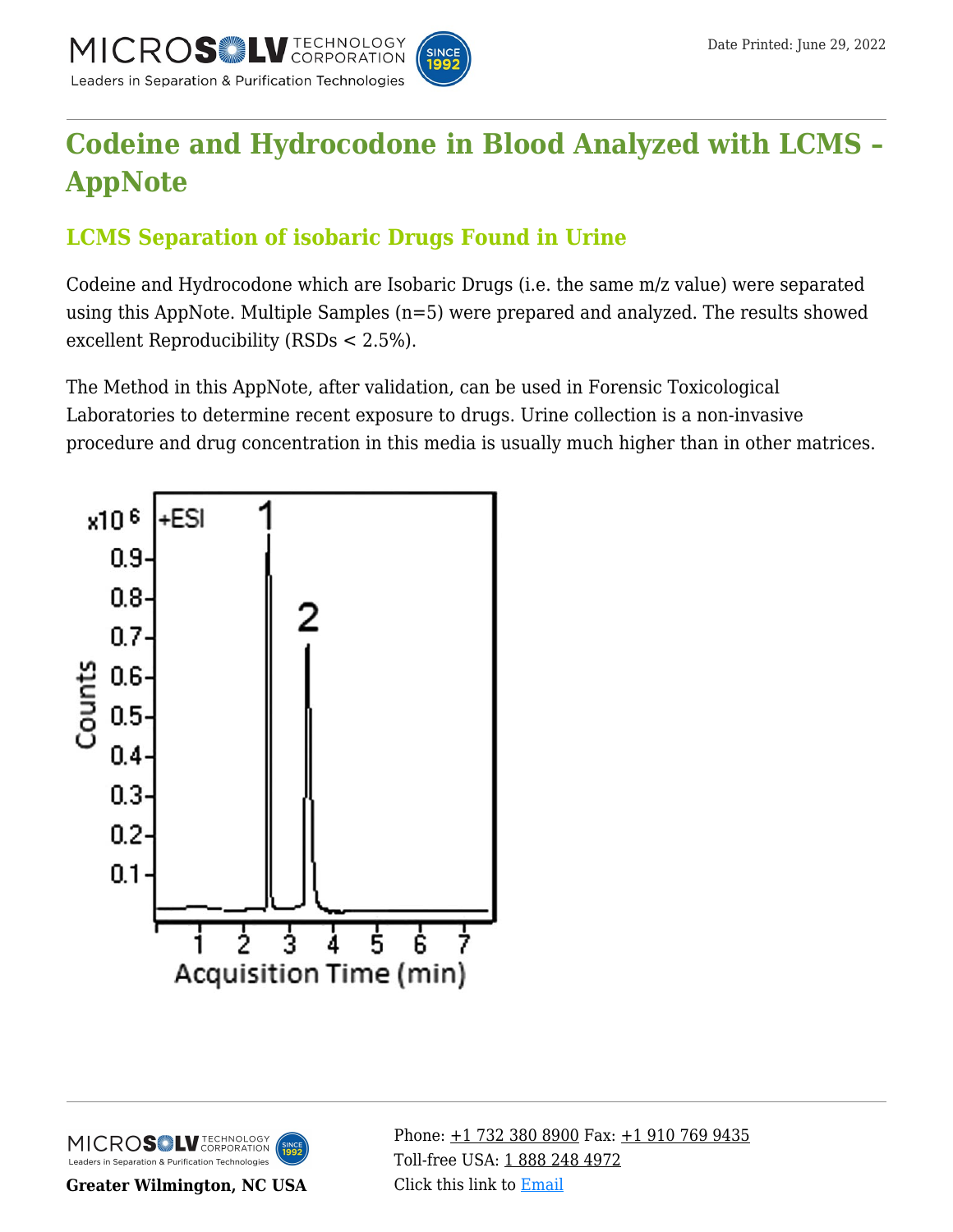# Codeine and Hydrocodone in Blood Analyzed with LCMS - AppNote

## LCMS Separation of isobaric Drugs Found in Urine

Codeine and Hydrocodone which are Isobaric Drugs (i.e. the same m/z value) were separated using this AppNote. Multiple Samples (n=5) were prepared and analyzed. The results showed excellent Reproducibility (RSDs < 2.5%).

The Method in this AppNote, after validation, can be used in Forensic Toxicological Laboratories to determine recent exposure to drugs. Urine collection is a non-invasive procedure and drug concentration in this media is usually much higher than in other matrices.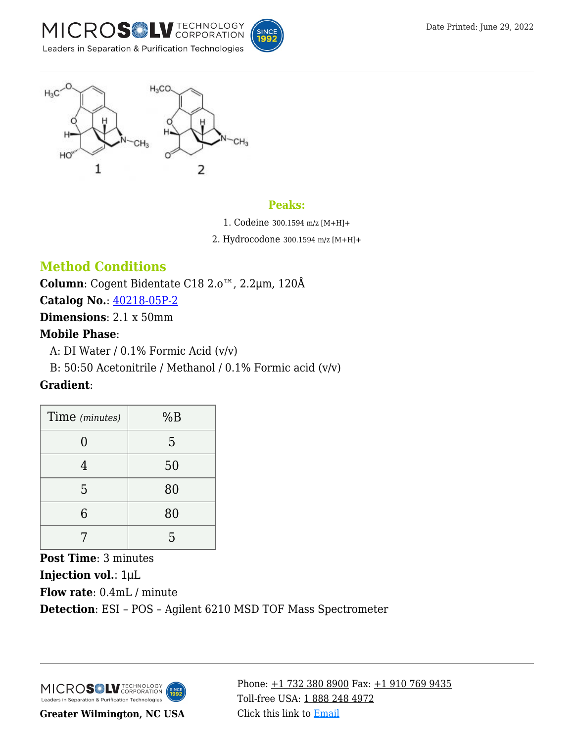## Peaks:

1. Codeine 300.1594 m/z [M+H]+
2. Hydrocodone 300.1594 m/z [M+H]+

## Method Conditions

**Column**: Cogent Bidentate C18 2.o™, 2.2µm, 120Å

**Catalog No.**: 40218-05P-2

**Dimensions**: 2.1 x 50mm

**Mobile Phase**:

A: DI Water / 0.1% Formic Acid (v/v)

B: 50:50 Acetonitrile / Methanol / 0.1% Formic acid (v/v)

**Gradient**:

| Time *(minutes)* | %B |
|---|---|
| 0 | 5 |
| 4 | 50 |
| 5 | 80 |
| 6 | 80 |
| 7 | 5 |

**Post Time**: 3 minutes

**Injection vol.**: 1µL

**Flow rate**: 0.4mL / minute

**Detection**: ESI – POS – Agilent 6210 MSD TOF Mass Spectrometer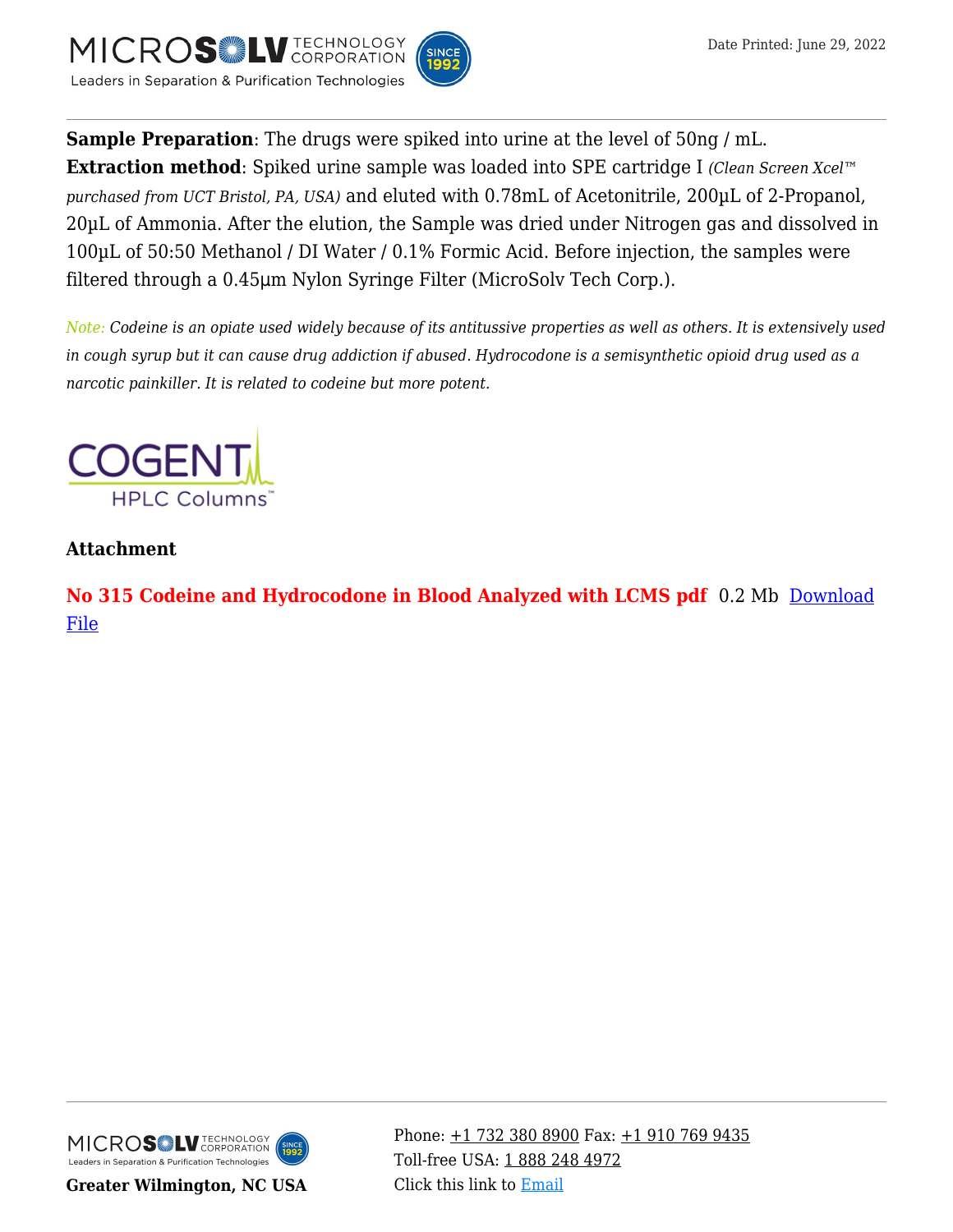**Sample Preparation**: The drugs were spiked into urine at the level of 50ng / mL.
**Extraction method**: Spiked urine sample was loaded into SPE cartridge I *(Clean Screen Xcel™ purchased from UCT Bristol, PA, USA)* and eluted with 0.78mL of Acetonitrile, 200µL of 2-Propanol, 20µL of Ammonia. After the elution, the Sample was dried under Nitrogen gas and dissolved in 100µL of 50:50 Methanol / DI Water / 0.1% Formic Acid. Before injection, the samples were filtered through a 0.45µm Nylon Syringe Filter (MicroSolv Tech Corp.).

*Note: Codeine is an opiate used widely because of its antitussive properties as well as others. It is extensively used in cough syrup but it can cause drug addiction if abused. Hydrocodone is a semisynthetic opioid drug used as a narcotic painkiller. It is related to codeine but more potent.*

COGENT HPLC Columns™

**Attachment**

**No 315 Codeine and Hydrocodone in Blood Analyzed with LCMS pdf** 0.2 Mb [Download File]

Greater Wilmington, NC USA

Phone: +1 732 380 8900 Fax: +1 910 769 9435
Toll-free USA: 1 888 248 4972
Click this link to Email